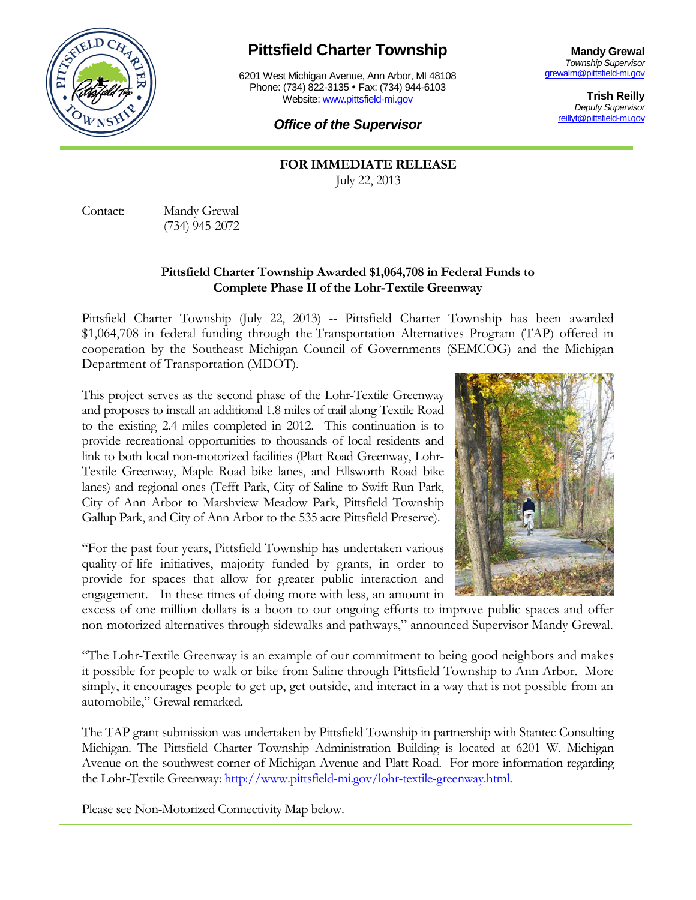# Pittsfield Charter Township

6201 West Michigan Avenue, Ann Arbor, MI 48108
Phone: (734) 822-3135 • Fax: (734) 944-6103
Website: www.pittsfield-mi.gov

***Office of the Supervisor***

**Mandy Grewal**
*Township Supervisor*
grewalm@pittsfield-mi.gov

**Trish Reilly**
*Deputy Supervisor*
reillyt@pittsfield-mi.gov

**FOR IMMEDIATE RELEASE**
July 22, 2013

Contact: Mandy Grewal
(734) 945-2072

**Pittsfield Charter Township Awarded $1,064,708 in Federal Funds to Complete Phase II of the Lohr-Textile Greenway**

Pittsfield Charter Township (July 22, 2013) -- Pittsfield Charter Township has been awarded $1,064,708 in federal funding through the Transportation Alternatives Program (TAP) offered in cooperation by the Southeast Michigan Council of Governments (SEMCOG) and the Michigan Department of Transportation (MDOT).

This project serves as the second phase of the Lohr-Textile Greenway and proposes to install an additional 1.8 miles of trail along Textile Road to the existing 2.4 miles completed in 2012. This continuation is to provide recreational opportunities to thousands of local residents and link to both local non-motorized facilities (Platt Road Greenway, Lohr-Textile Greenway, Maple Road bike lanes, and Ellsworth Road bike lanes) and regional ones (Tefft Park, City of Saline to Swift Run Park, City of Ann Arbor to Marshview Meadow Park, Pittsfield Township Gallup Park, and City of Ann Arbor to the 535 acre Pittsfield Preserve).

"For the past four years, Pittsfield Township has undertaken various quality-of-life initiatives, majority funded by grants, in order to provide for spaces that allow for greater public interaction and engagement. In these times of doing more with less, an amount in excess of one million dollars is a boon to our ongoing efforts to improve public spaces and offer non-motorized alternatives through sidewalks and pathways," announced Supervisor Mandy Grewal.

"The Lohr-Textile Greenway is an example of our commitment to being good neighbors and makes it possible for people to walk or bike from Saline through Pittsfield Township to Ann Arbor. More simply, it encourages people to get up, get outside, and interact in a way that is not possible from an automobile," Grewal remarked.

The TAP grant submission was undertaken by Pittsfield Township in partnership with Stantec Consulting Michigan. The Pittsfield Charter Township Administration Building is located at 6201 W. Michigan Avenue on the southwest corner of Michigan Avenue and Platt Road. For more information regarding the Lohr-Textile Greenway: http://www.pittsfield-mi.gov/lohr-textile-greenway.html.

Please see Non-Motorized Connectivity Map below.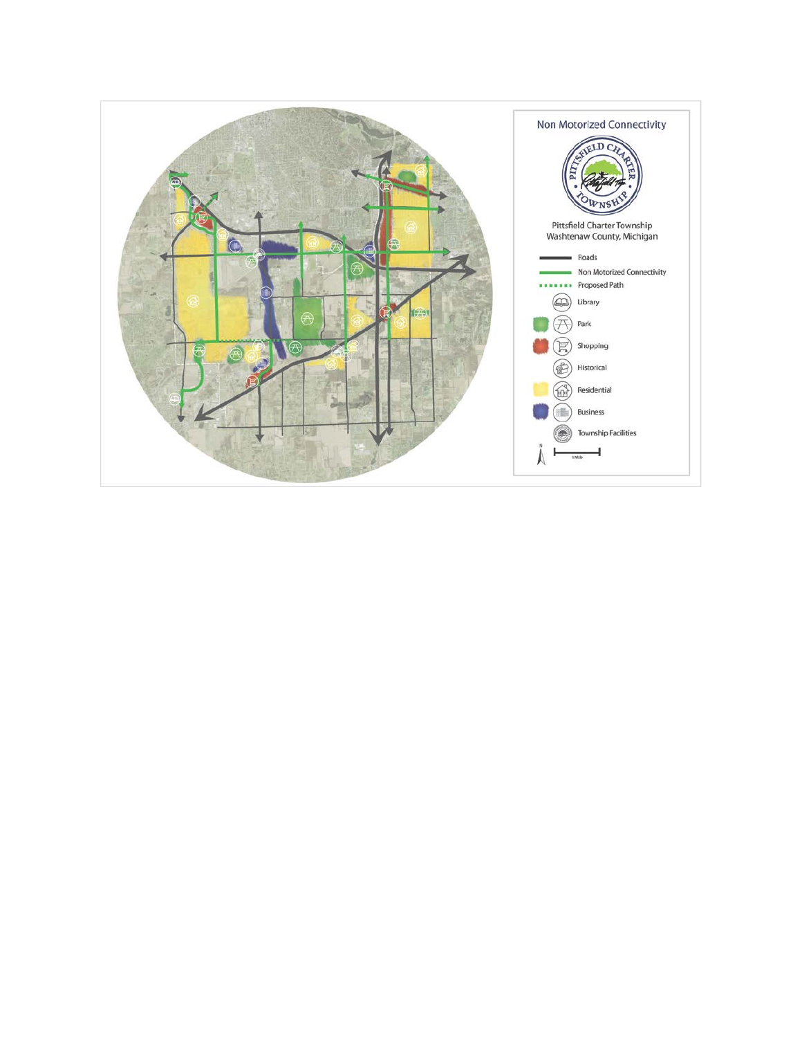Non Motorized Connectivity

PITTSFIELD CHARTER TOWNSHIP

Pittsfield Charter Township
Washtenaw County, Michigan

Roads

Non Motorized Connectivity

Proposed Path

Library

Park

Shopping

Historical

Residential

Business

Township Facilities

N

1 Mile